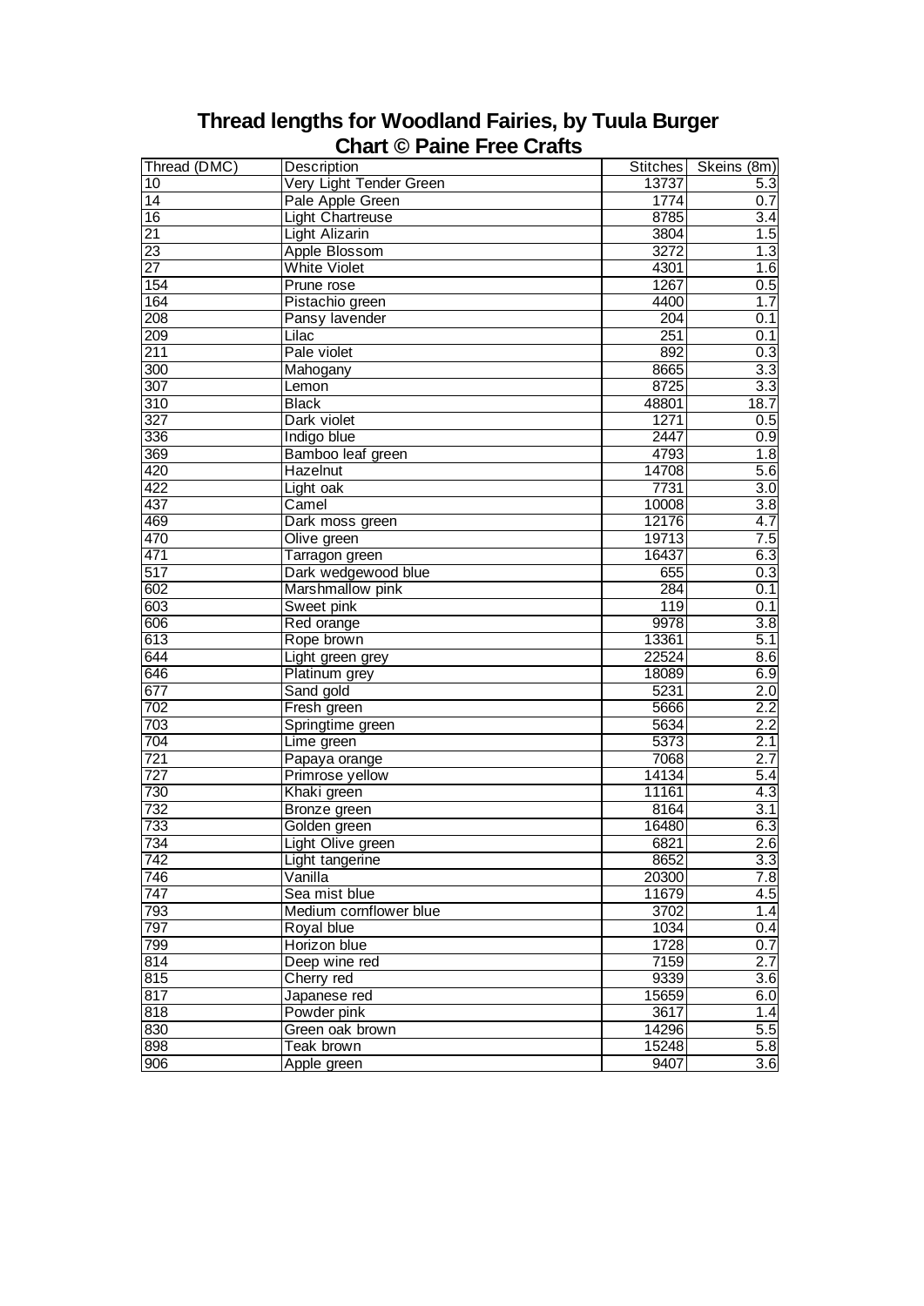# Thread lengths for Woodland Fairies, by Tuula Burger
## Chart © Paine Free Crafts

| Thread (DMC) | Description | Stitches | Skeins (8m) |
|---|---|---|---|
| 10 | Very Light Tender Green | 13737 | 5.3 |
| 14 | Pale Apple Green | 1774 | 0.7 |
| 16 | Light Chartreuse | 8785 | 3.4 |
| 21 | Light Alizarin | 3804 | 1.5 |
| 23 | Apple Blossom | 3272 | 1.3 |
| 27 | White Violet | 4301 | 1.6 |
| 154 | Prune rose | 1267 | 0.5 |
| 164 | Pistachio green | 4400 | 1.7 |
| 208 | Pansy lavender | 204 | 0.1 |
| 209 | Lilac | 251 | 0.1 |
| 211 | Pale violet | 892 | 0.3 |
| 300 | Mahogany | 8665 | 3.3 |
| 307 | Lemon | 8725 | 3.3 |
| 310 | Black | 48801 | 18.7 |
| 327 | Dark violet | 1271 | 0.5 |
| 336 | Indigo blue | 2447 | 0.9 |
| 369 | Bamboo leaf green | 4793 | 1.8 |
| 420 | Hazelnut | 14708 | 5.6 |
| 422 | Light oak | 7731 | 3.0 |
| 437 | Camel | 10008 | 3.8 |
| 469 | Dark moss green | 12176 | 4.7 |
| 470 | Olive green | 19713 | 7.5 |
| 471 | Tarragon green | 16437 | 6.3 |
| 517 | Dark wedgewood blue | 655 | 0.3 |
| 602 | Marshmallow pink | 284 | 0.1 |
| 603 | Sweet pink | 119 | 0.1 |
| 606 | Red orange | 9978 | 3.8 |
| 613 | Rope brown | 13361 | 5.1 |
| 644 | Light green grey | 22524 | 8.6 |
| 646 | Platinum grey | 18089 | 6.9 |
| 677 | Sand gold | 5231 | 2.0 |
| 702 | Fresh green | 5666 | 2.2 |
| 703 | Springtime green | 5634 | 2.2 |
| 704 | Lime green | 5373 | 2.1 |
| 721 | Papaya orange | 7068 | 2.7 |
| 727 | Primrose yellow | 14134 | 5.4 |
| 730 | Khaki green | 11161 | 4.3 |
| 732 | Bronze green | 8164 | 3.1 |
| 733 | Golden green | 16480 | 6.3 |
| 734 | Light Olive green | 6821 | 2.6 |
| 742 | Light tangerine | 8652 | 3.3 |
| 746 | Vanilla | 20300 | 7.8 |
| 747 | Sea mist blue | 11679 | 4.5 |
| 793 | Medium cornflower blue | 3702 | 1.4 |
| 797 | Royal blue | 1034 | 0.4 |
| 799 | Horizon blue | 1728 | 0.7 |
| 814 | Deep wine red | 7159 | 2.7 |
| 815 | Cherry red | 9339 | 3.6 |
| 817 | Japanese red | 15659 | 6.0 |
| 818 | Powder pink | 3617 | 1.4 |
| 830 | Green oak brown | 14296 | 5.5 |
| 898 | Teak brown | 15248 | 5.8 |
| 906 | Apple green | 9407 | 3.6 |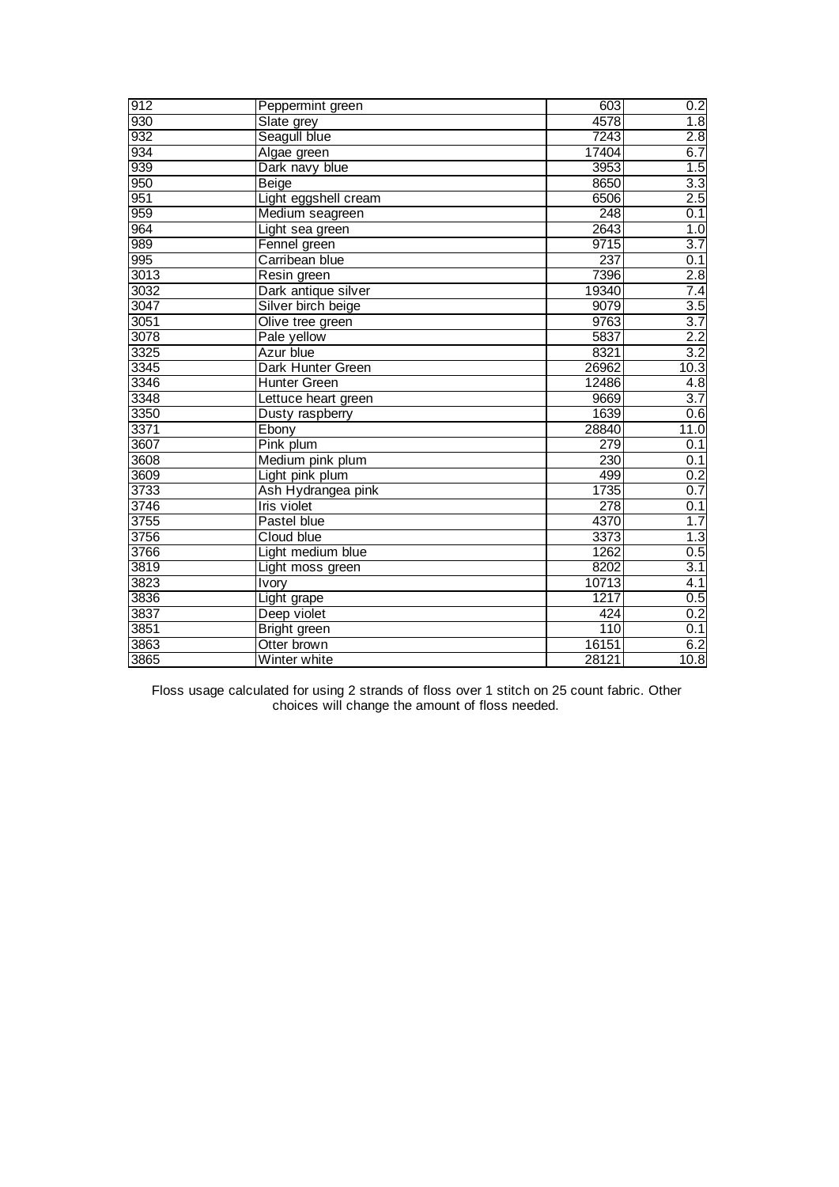| | | | |
|---|---|---|---|
| 912 | Peppermint green | 603 | 0.2 |
| 930 | Slate grey | 4578 | 1.8 |
| 932 | Seagull blue | 7243 | 2.8 |
| 934 | Algae green | 17404 | 6.7 |
| 939 | Dark navy blue | 3953 | 1.5 |
| 950 | Beige | 8650 | 3.3 |
| 951 | Light eggshell cream | 6506 | 2.5 |
| 959 | Medium seagreen | 248 | 0.1 |
| 964 | Light sea green | 2643 | 1.0 |
| 989 | Fennel green | 9715 | 3.7 |
| 995 | Carribean blue | 237 | 0.1 |
| 3013 | Resin green | 7396 | 2.8 |
| 3032 | Dark antique silver | 19340 | 7.4 |
| 3047 | Silver birch beige | 9079 | 3.5 |
| 3051 | Olive tree green | 9763 | 3.7 |
| 3078 | Pale yellow | 5837 | 2.2 |
| 3325 | Azur blue | 8321 | 3.2 |
| 3345 | Dark Hunter Green | 26962 | 10.3 |
| 3346 | Hunter Green | 12486 | 4.8 |
| 3348 | Lettuce heart green | 9669 | 3.7 |
| 3350 | Dusty raspberry | 1639 | 0.6 |
| 3371 | Ebony | 28840 | 11.0 |
| 3607 | Pink plum | 279 | 0.1 |
| 3608 | Medium pink plum | 230 | 0.1 |
| 3609 | Light pink plum | 499 | 0.2 |
| 3733 | Ash Hydrangea pink | 1735 | 0.7 |
| 3746 | Iris violet | 278 | 0.1 |
| 3755 | Pastel blue | 4370 | 1.7 |
| 3756 | Cloud blue | 3373 | 1.3 |
| 3766 | Light medium blue | 1262 | 0.5 |
| 3819 | Light moss green | 8202 | 3.1 |
| 3823 | Ivory | 10713 | 4.1 |
| 3836 | Light grape | 1217 | 0.5 |
| 3837 | Deep violet | 424 | 0.2 |
| 3851 | Bright green | 110 | 0.1 |
| 3863 | Otter brown | 16151 | 6.2 |
| 3865 | Winter white | 28121 | 10.8 |

Floss usage calculated for using 2 strands of floss over 1 stitch on 25 count fabric. Other choices will change the amount of floss needed.